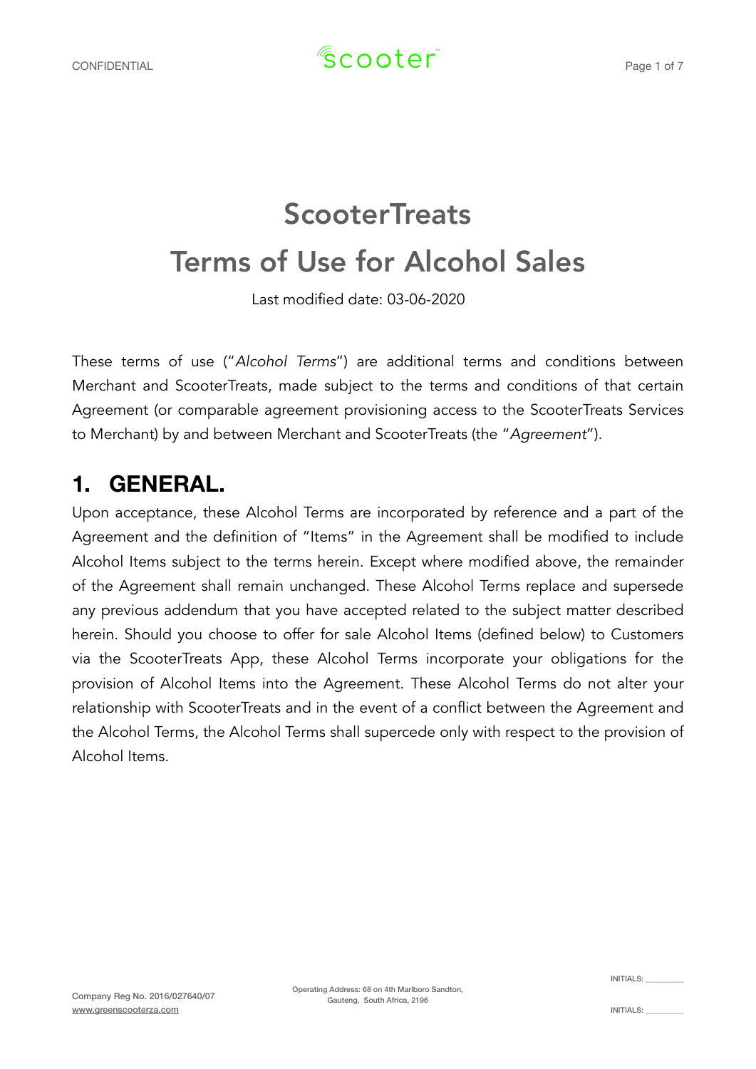# ScooterTreats

# Terms of Use for Alcohol Sales

Last modified date: 03-06-2020

These terms of use ("*Alcohol Terms*") are additional terms and conditions between Merchant and ScooterTreats, made subject to the terms and conditions of that certain Agreement (or comparable agreement provisioning access to the ScooterTreats Services to Merchant) by and between Merchant and ScooterTreats (the "*Agreement*").

## 1. GENERAL.

Upon acceptance, these Alcohol Terms are incorporated by reference and a part of the Agreement and the definition of "Items" in the Agreement shall be modified to include Alcohol Items subject to the terms herein. Except where modified above, the remainder of the Agreement shall remain unchanged. These Alcohol Terms replace and supersede any previous addendum that you have accepted related to the subject matter described herein. Should you choose to offer for sale Alcohol Items (defined below) to Customers via the ScooterTreats App, these Alcohol Terms incorporate your obligations for the provision of Alcohol Items into the Agreement. These Alcohol Terms do not alter your relationship with ScooterTreats and in the event of a conflict between the Agreement and the Alcohol Terms, the Alcohol Terms shall supercede only with respect to the provision of Alcohol Items.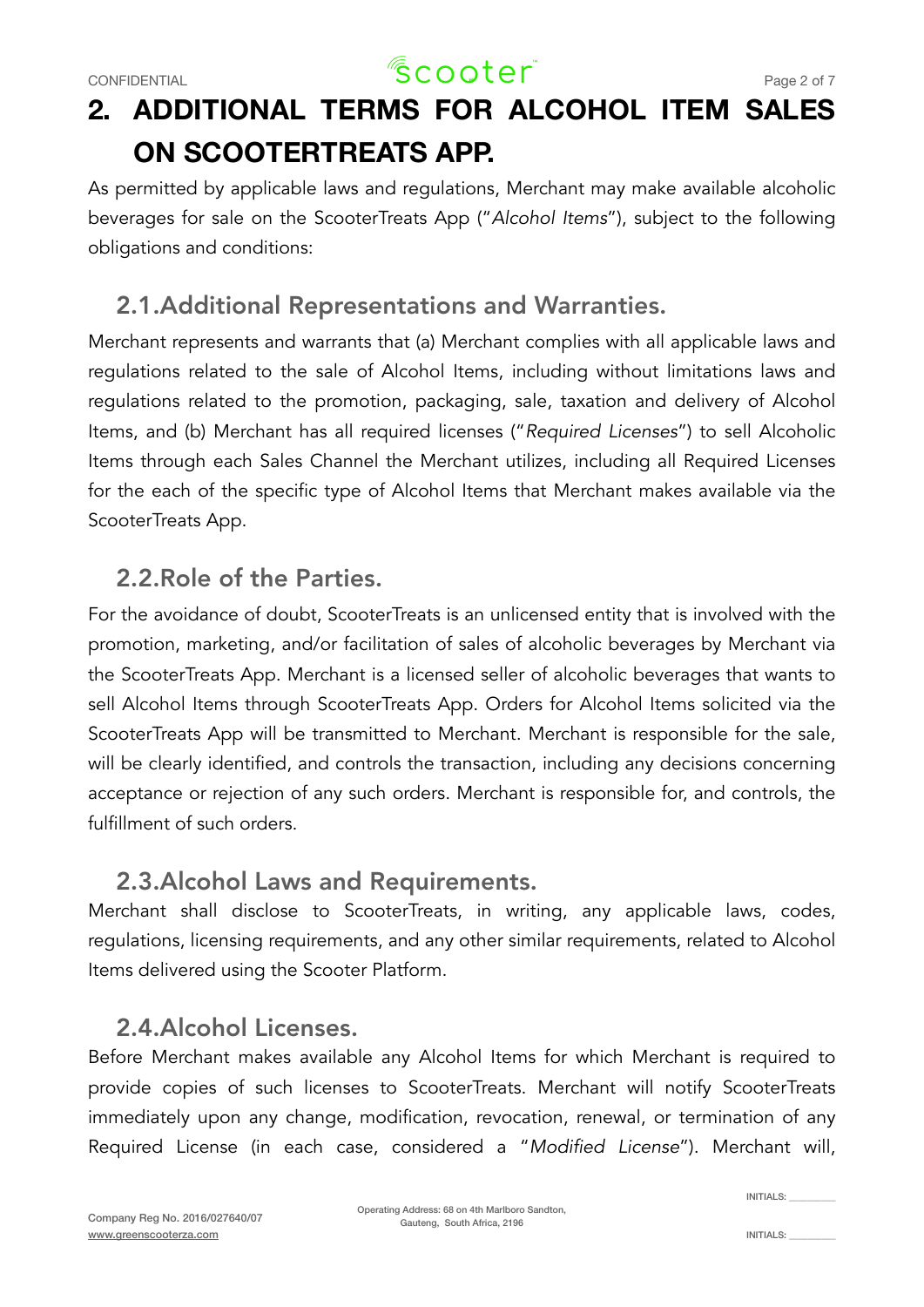# 2. ADDITIONAL TERMS FOR ALCOHOL ITEM SALES ON SCOOTERTREATS APP.

As permitted by applicable laws and regulations, Merchant may make available alcoholic beverages for sale on the ScooterTreats App ("*Alcohol Items*"), subject to the following obligations and conditions:

## 2.1.Additional Representations and Warranties.

Merchant represents and warrants that (a) Merchant complies with all applicable laws and regulations related to the sale of Alcohol Items, including without limitations laws and regulations related to the promotion, packaging, sale, taxation and delivery of Alcohol Items, and (b) Merchant has all required licenses ("*Required Licenses*") to sell Alcoholic Items through each Sales Channel the Merchant utilizes, including all Required Licenses for the each of the specific type of Alcohol Items that Merchant makes available via the ScooterTreats App.

## 2.2.Role of the Parties.

For the avoidance of doubt, ScooterTreats is an unlicensed entity that is involved with the promotion, marketing, and/or facilitation of sales of alcoholic beverages by Merchant via the ScooterTreats App. Merchant is a licensed seller of alcoholic beverages that wants to sell Alcohol Items through ScooterTreats App. Orders for Alcohol Items solicited via the ScooterTreats App will be transmitted to Merchant. Merchant is responsible for the sale, will be clearly identified, and controls the transaction, including any decisions concerning acceptance or rejection of any such orders. Merchant is responsible for, and controls, the fulfillment of such orders.

## 2.3.Alcohol Laws and Requirements.

Merchant shall disclose to ScooterTreats, in writing, any applicable laws, codes, regulations, licensing requirements, and any other similar requirements, related to Alcohol Items delivered using the Scooter Platform.

## 2.4.Alcohol Licenses.

Before Merchant makes available any Alcohol Items for which Merchant is required to provide copies of such licenses to ScooterTreats. Merchant will notify ScooterTreats immediately upon any change, modification, revocation, renewal, or termination of any Required License (in each case, considered a "*Modified License*"). Merchant will,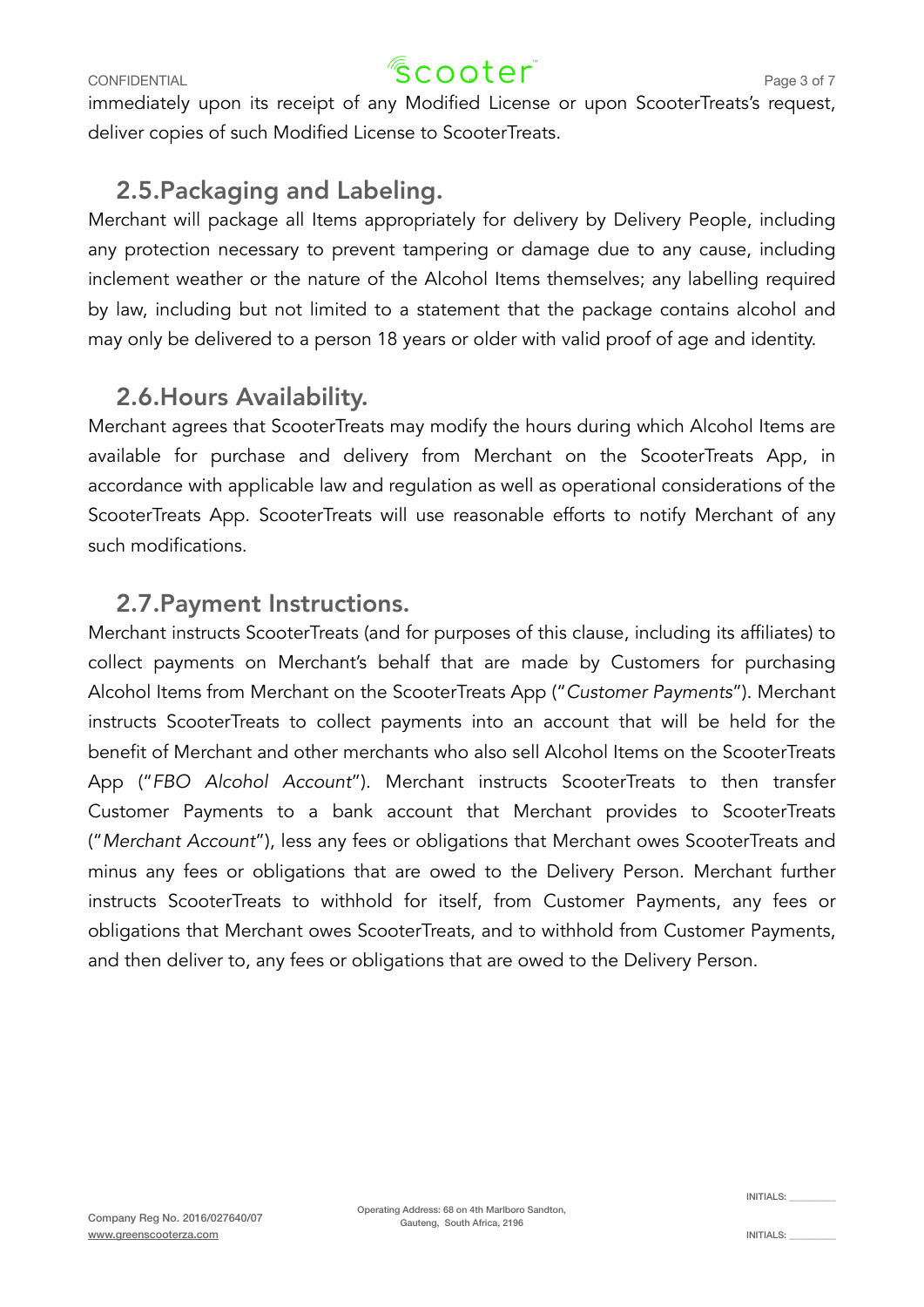immediately upon its receipt of any Modified License or upon ScooterTreats's request, deliver copies of such Modified License to ScooterTreats.

## 2.5. Packaging and Labeling.

Merchant will package all Items appropriately for delivery by Delivery People, including any protection necessary to prevent tampering or damage due to any cause, including inclement weather or the nature of the Alcohol Items themselves; any labelling required by law, including but not limited to a statement that the package contains alcohol and may only be delivered to a person 18 years or older with valid proof of age and identity.

## 2.6. Hours Availability.

Merchant agrees that ScooterTreats may modify the hours during which Alcohol Items are available for purchase and delivery from Merchant on the ScooterTreats App, in accordance with applicable law and regulation as well as operational considerations of the ScooterTreats App. ScooterTreats will use reasonable efforts to notify Merchant of any such modifications.

## 2.7. Payment Instructions.

Merchant instructs ScooterTreats (and for purposes of this clause, including its affiliates) to collect payments on Merchant's behalf that are made by Customers for purchasing Alcohol Items from Merchant on the ScooterTreats App ("*Customer Payments*"). Merchant instructs ScooterTreats to collect payments into an account that will be held for the benefit of Merchant and other merchants who also sell Alcohol Items on the ScooterTreats App ("*FBO Alcohol Account*"). Merchant instructs ScooterTreats to then transfer Customer Payments to a bank account that Merchant provides to ScooterTreats ("*Merchant Account*"), less any fees or obligations that Merchant owes ScooterTreats and minus any fees or obligations that are owed to the Delivery Person. Merchant further instructs ScooterTreats to withhold for itself, from Customer Payments, any fees or obligations that Merchant owes ScooterTreats, and to withhold from Customer Payments, and then deliver to, any fees or obligations that are owed to the Delivery Person.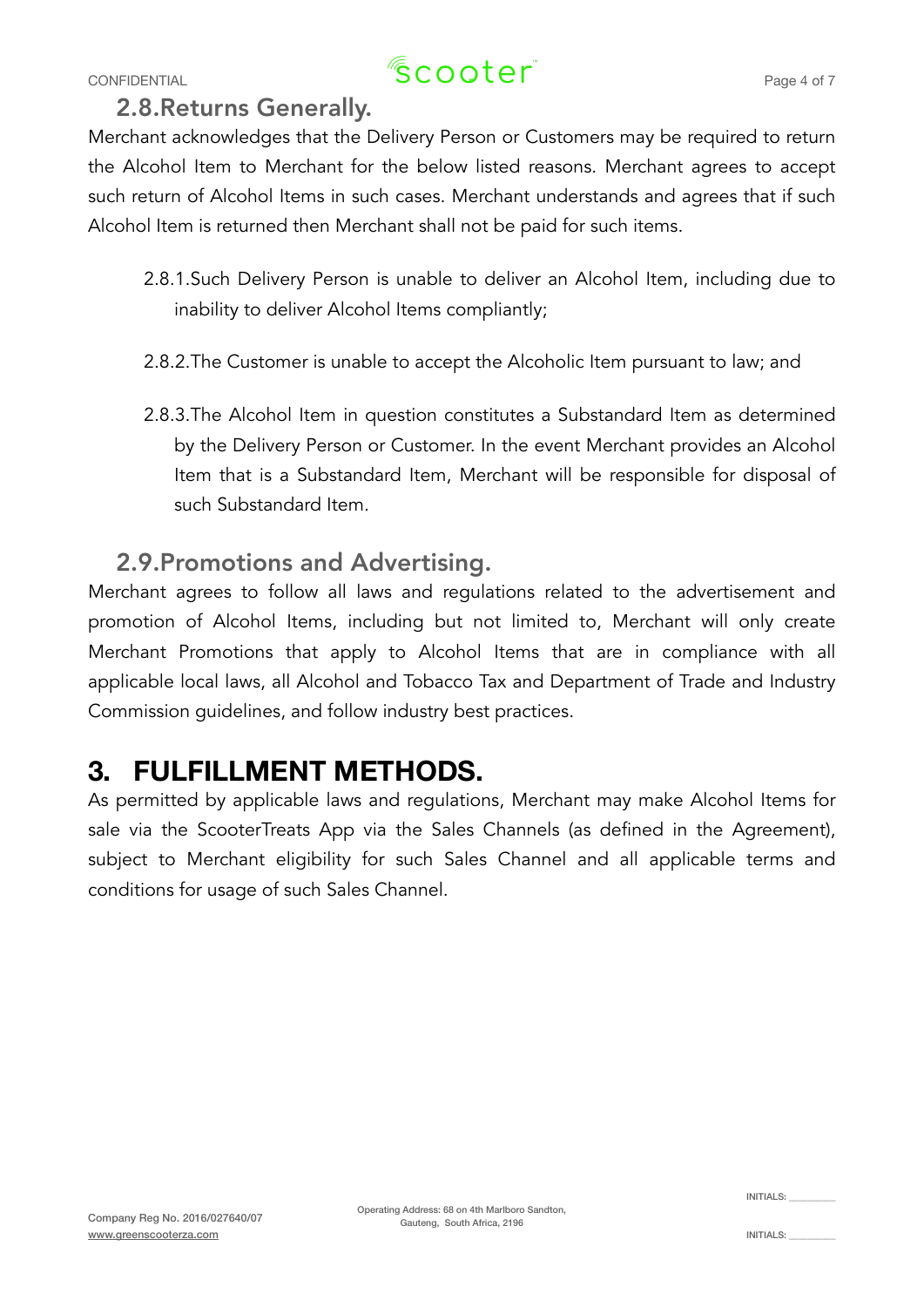## 2.8. Returns Generally.

Merchant acknowledges that the Delivery Person or Customers may be required to return the Alcohol Item to Merchant for the below listed reasons. Merchant agrees to accept such return of Alcohol Items in such cases. Merchant understands and agrees that if such Alcohol Item is returned then Merchant shall not be paid for such items.

2.8.1. Such Delivery Person is unable to deliver an Alcohol Item, including due to inability to deliver Alcohol Items compliantly;

2.8.2. The Customer is unable to accept the Alcoholic Item pursuant to law; and

2.8.3. The Alcohol Item in question constitutes a Substandard Item as determined by the Delivery Person or Customer. In the event Merchant provides an Alcohol Item that is a Substandard Item, Merchant will be responsible for disposal of such Substandard Item.

## 2.9. Promotions and Advertising.

Merchant agrees to follow all laws and regulations related to the advertisement and promotion of Alcohol Items, including but not limited to, Merchant will only create Merchant Promotions that apply to Alcohol Items that are in compliance with all applicable local laws, all Alcohol and Tobacco Tax and Department of Trade and Industry Commission guidelines, and follow industry best practices.

# 3. FULFILLMENT METHODS.

As permitted by applicable laws and regulations, Merchant may make Alcohol Items for sale via the ScooterTreats App via the Sales Channels (as defined in the Agreement), subject to Merchant eligibility for such Sales Channel and all applicable terms and conditions for usage of such Sales Channel.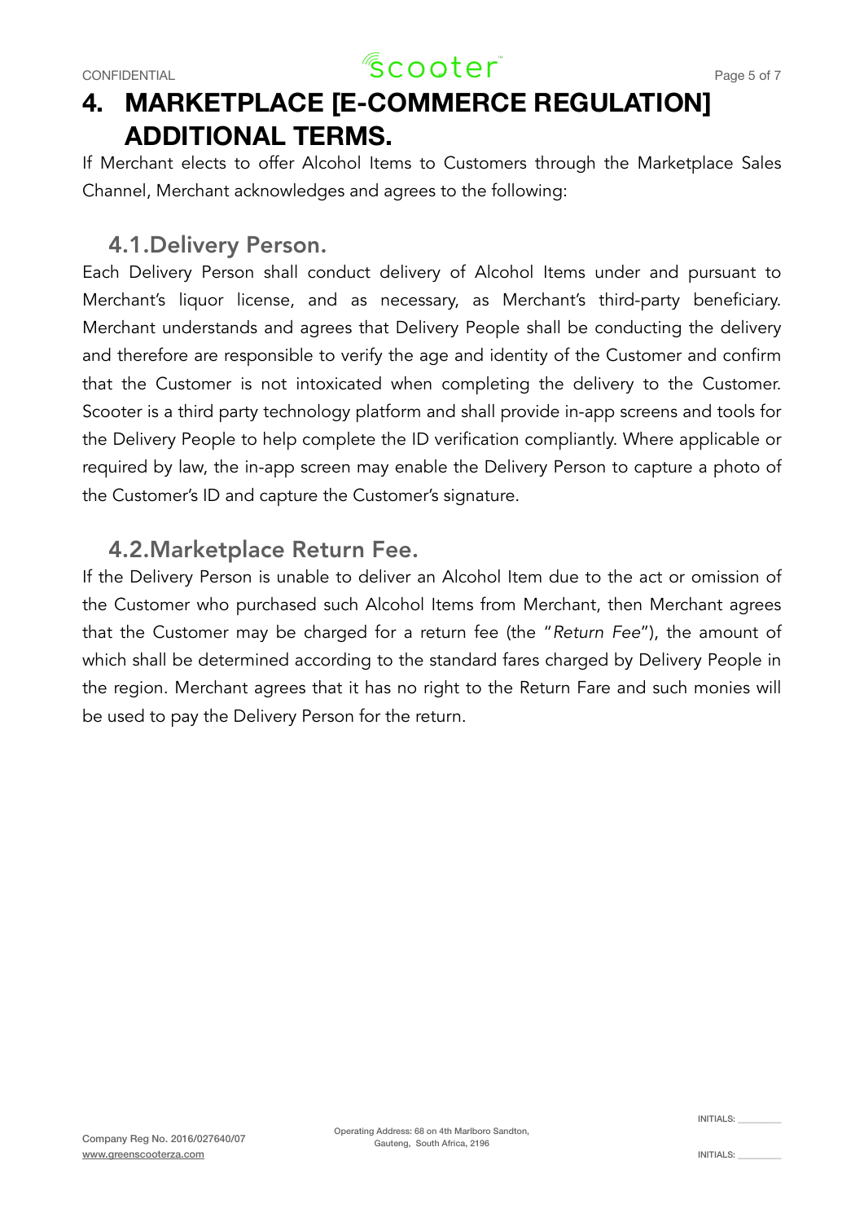# 4. MARKETPLACE [E-COMMERCE REGULATION] ADDITIONAL TERMS.

If Merchant elects to offer Alcohol Items to Customers through the Marketplace Sales Channel, Merchant acknowledges and agrees to the following:

## 4.1.Delivery Person.

Each Delivery Person shall conduct delivery of Alcohol Items under and pursuant to Merchant's liquor license, and as necessary, as Merchant's third-party beneficiary. Merchant understands and agrees that Delivery People shall be conducting the delivery and therefore are responsible to verify the age and identity of the Customer and confirm that the Customer is not intoxicated when completing the delivery to the Customer. Scooter is a third party technology platform and shall provide in-app screens and tools for the Delivery People to help complete the ID verification compliantly. Where applicable or required by law, the in-app screen may enable the Delivery Person to capture a photo of the Customer's ID and capture the Customer's signature.

## 4.2.Marketplace Return Fee.

If the Delivery Person is unable to deliver an Alcohol Item due to the act or omission of the Customer who purchased such Alcohol Items from Merchant, then Merchant agrees that the Customer may be charged for a return fee (the "*Return Fee*"), the amount of which shall be determined according to the standard fares charged by Delivery People in the region. Merchant agrees that it has no right to the Return Fare and such monies will be used to pay the Delivery Person for the return.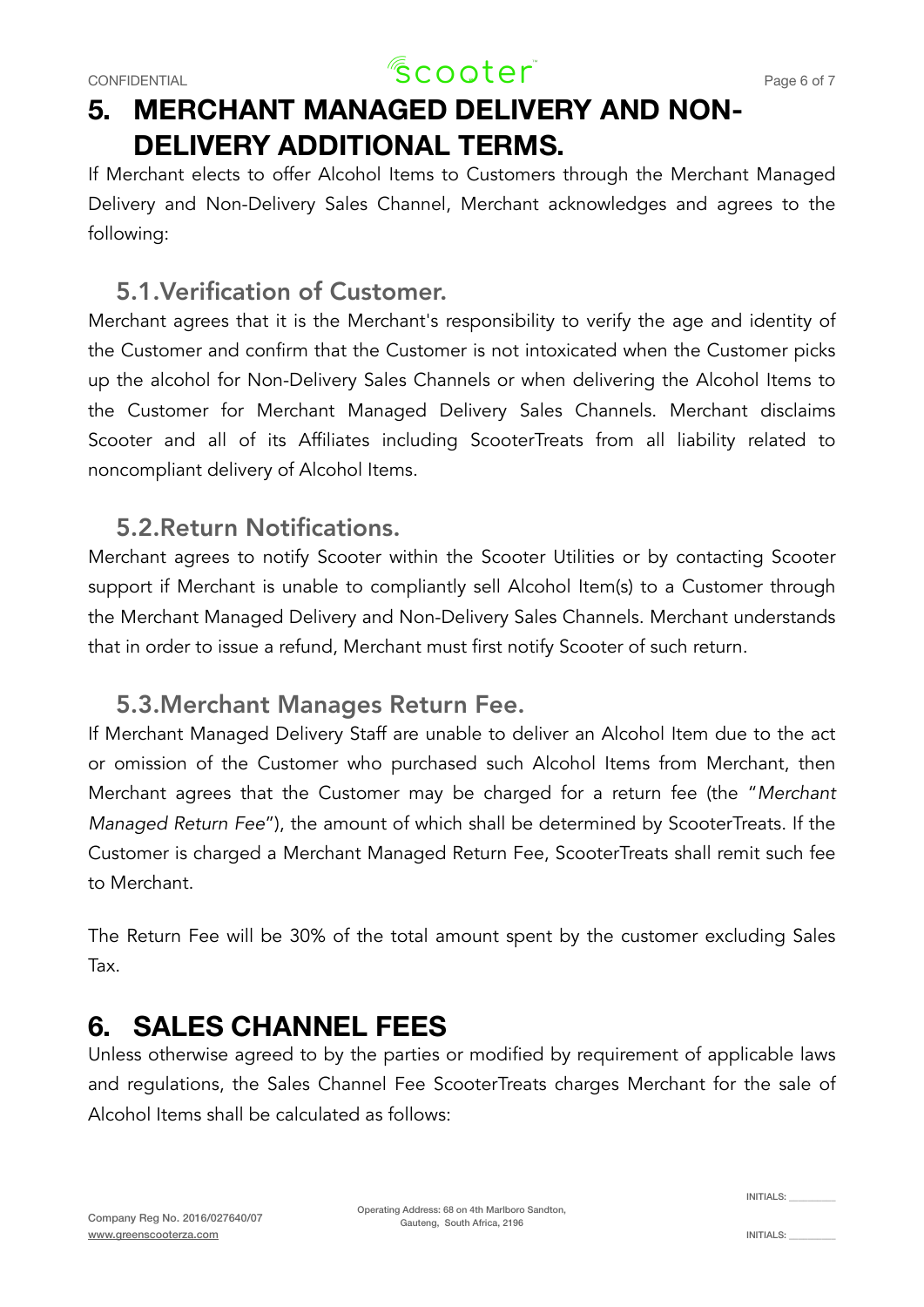# 5. MERCHANT MANAGED DELIVERY AND NON-DELIVERY ADDITIONAL TERMS.

If Merchant elects to offer Alcohol Items to Customers through the Merchant Managed Delivery and Non-Delivery Sales Channel, Merchant acknowledges and agrees to the following:

## 5.1. Verification of Customer.

Merchant agrees that it is the Merchant's responsibility to verify the age and identity of the Customer and confirm that the Customer is not intoxicated when the Customer picks up the alcohol for Non-Delivery Sales Channels or when delivering the Alcohol Items to the Customer for Merchant Managed Delivery Sales Channels. Merchant disclaims Scooter and all of its Affiliates including ScooterTreats from all liability related to noncompliant delivery of Alcohol Items.

## 5.2. Return Notifications.

Merchant agrees to notify Scooter within the Scooter Utilities or by contacting Scooter support if Merchant is unable to compliantly sell Alcohol Item(s) to a Customer through the Merchant Managed Delivery and Non-Delivery Sales Channels. Merchant understands that in order to issue a refund, Merchant must first notify Scooter of such return.

## 5.3. Merchant Manages Return Fee.

If Merchant Managed Delivery Staff are unable to deliver an Alcohol Item due to the act or omission of the Customer who purchased such Alcohol Items from Merchant, then Merchant agrees that the Customer may be charged for a return fee (the "*Merchant Managed Return Fee*"), the amount of which shall be determined by ScooterTreats. If the Customer is charged a Merchant Managed Return Fee, ScooterTreats shall remit such fee to Merchant.

The Return Fee will be 30% of the total amount spent by the customer excluding Sales Tax.

# 6. SALES CHANNEL FEES

Unless otherwise agreed to by the parties or modified by requirement of applicable laws and regulations, the Sales Channel Fee ScooterTreats charges Merchant for the sale of Alcohol Items shall be calculated as follows: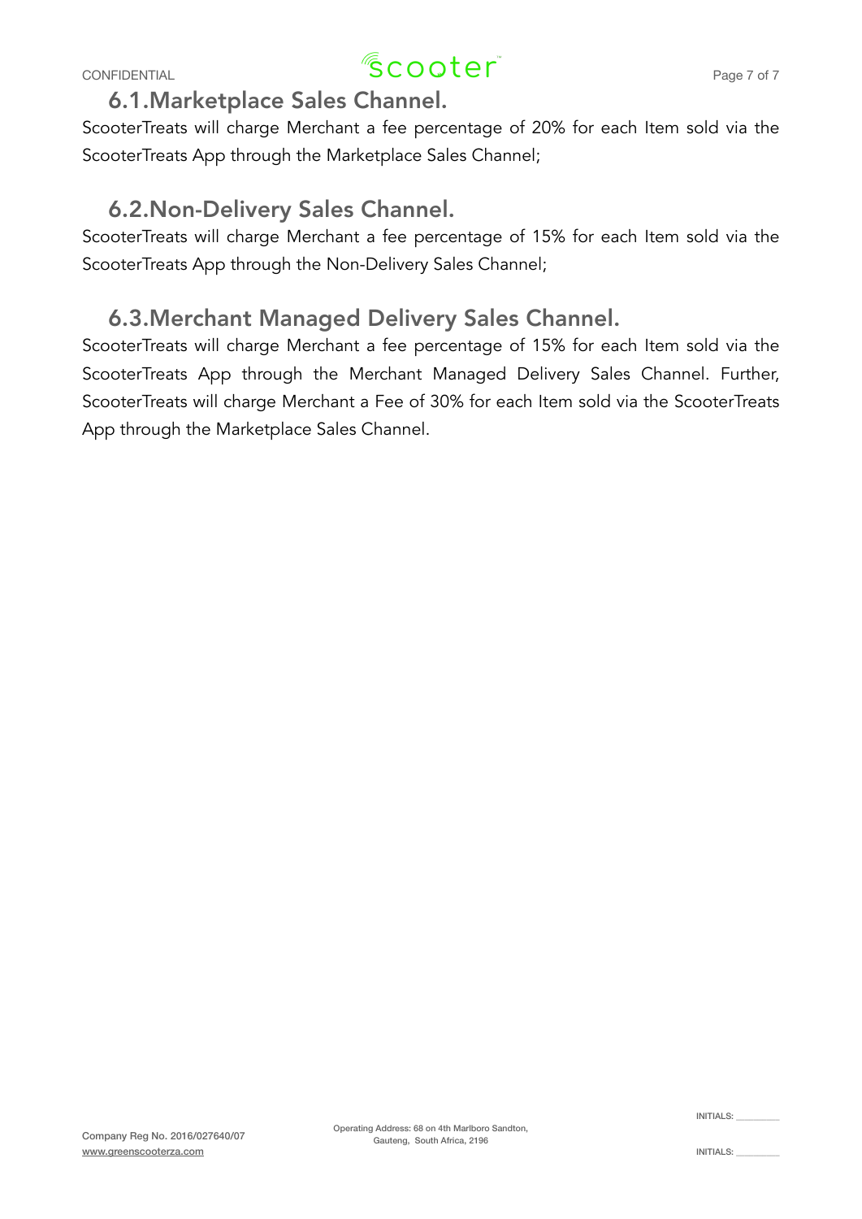## 6.1. Marketplace Sales Channel.

ScooterTreats will charge Merchant a fee percentage of 20% for each Item sold via the ScooterTreats App through the Marketplace Sales Channel;

## 6.2. Non-Delivery Sales Channel.

ScooterTreats will charge Merchant a fee percentage of 15% for each Item sold via the ScooterTreats App through the Non-Delivery Sales Channel;

## 6.3. Merchant Managed Delivery Sales Channel.

ScooterTreats will charge Merchant a fee percentage of 15% for each Item sold via the ScooterTreats App through the Merchant Managed Delivery Sales Channel. Further, ScooterTreats will charge Merchant a Fee of 30% for each Item sold via the ScooterTreats App through the Marketplace Sales Channel.